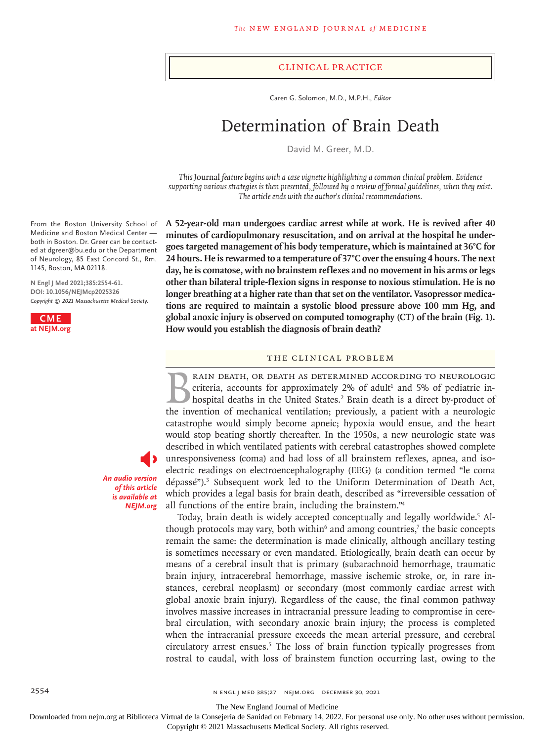## Clinical Practice

Caren G. Solomon, M.D., M.P.H., *Editor*

# Determination of Brain Death

David M. Greer, M.D.

*This* Journal *feature begins with a case vignette highlighting a common clinical problem. Evidence supporting various strategies is then presented, followed by a review of formal guidelines, when they exist. The article ends with the author's clinical recommendations.*

From the Boston University School of Medicine and Boston Medical Center — both in Boston. Dr. Greer can be contacted at dgreer@bu.edu or the Department of Neurology, 85 East Concord St., Rm. 1145, Boston, MA 02118.

**N Engl J Med 2021;385:2554-61.**
**DOI: 10.1056/NEJMcp2025326**
*Copyright © 2021 Massachusetts Medical Society.*

**CME at NEJM.org**

*An audio version of this article is available at NEJM.org*

**A 52-year-old man undergoes cardiac arrest while at work. He is revived after 40 minutes of cardiopulmonary resuscitation, and on arrival at the hospital he undergoes targeted management of his body temperature, which is maintained at 36°C for 24 hours. He is rewarmed to a temperature of 37°C over the ensuing 4 hours. The next day, he is comatose, with no brainstem reflexes and no movement in his arms or legs other than bilateral triple-flexion signs in response to noxious stimulation. He is no longer breathing at a higher rate than that set on the ventilator. Vasopressor medications are required to maintain a systolic blood pressure above 100 mm Hg, and global anoxic injury is observed on computed tomography (CT) of the brain (Fig. 1). How would you establish the diagnosis of brain death?**

## The Clinical Problem

Brain death, or death as determined according to neurologic criteria, accounts for approximately 2% of adult[1] and 5% of pediatric in-hospital deaths in the United States.[2] Brain death is a direct by-product of the invention of mechanical ventilation; previously, a patient with a neurologic catastrophe would simply become apneic; hypoxia would ensue, and the heart would stop beating shortly thereafter. In the 1950s, a new neurologic state was described in which ventilated patients with cerebral catastrophes showed complete unresponsiveness (coma) and had loss of all brainstem reflexes, apnea, and isoelectric readings on electroencephalography (EEG) (a condition termed "le coma dépassé").[3] Subsequent work led to the Uniform Determination of Death Act, which provides a legal basis for brain death, described as "irreversible cessation of all functions of the entire brain, including the brainstem."[4]

Today, brain death is widely accepted conceptually and legally worldwide.[5] Although protocols may vary, both within[6] and among countries,[7] the basic concepts remain the same: the determination is made clinically, although ancillary testing is sometimes necessary or even mandated. Etiologically, brain death can occur by means of a cerebral insult that is primary (subarachnoid hemorrhage, traumatic brain injury, intracerebral hemorrhage, massive ischemic stroke, or, in rare instances, cerebral neoplasm) or secondary (most commonly cardiac arrest with global anoxic brain injury). Regardless of the cause, the final common pathway involves massive increases in intracranial pressure leading to compromise in cerebral circulation, with secondary anoxic brain injury; the process is completed when the intracranial pressure exceeds the mean arterial pressure, and cerebral circulatory arrest ensues.[5] The loss of brain function typically progresses from rostral to caudal, with loss of brainstem function occurring last, owing to the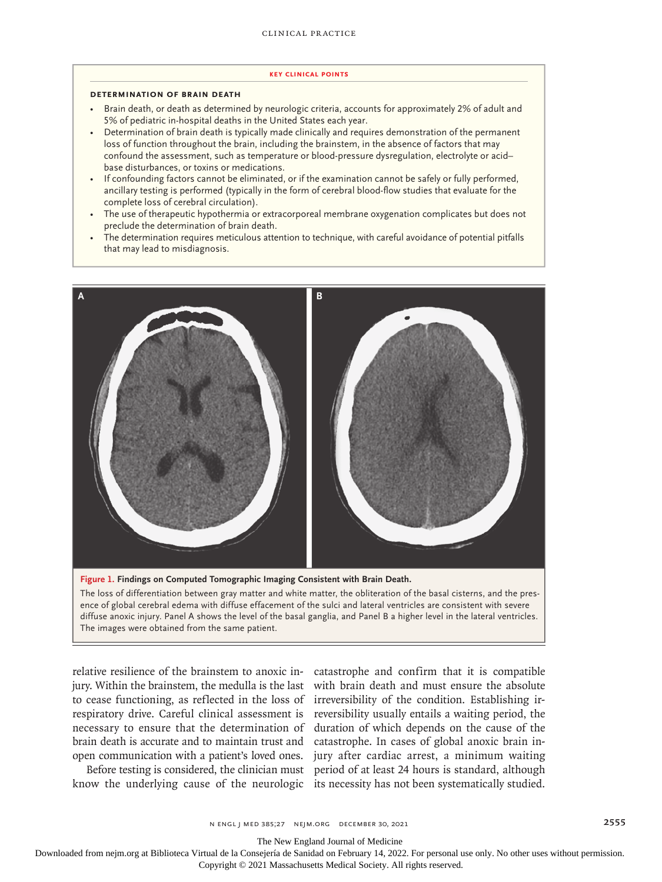## KEY CLINICAL POINTS

### DETERMINATION OF BRAIN DEATH

- Brain death, or death as determined by neurologic criteria, accounts for approximately 2% of adult and 5% of pediatric in-hospital deaths in the United States each year.
- Determination of brain death is typically made clinically and requires demonstration of the permanent loss of function throughout the brain, including the brainstem, in the absence of factors that may confound the assessment, such as temperature or blood-pressure dysregulation, electrolyte or acid–base disturbances, or toxins or medications.
- If confounding factors cannot be eliminated, or if the examination cannot be safely or fully performed, ancillary testing is performed (typically in the form of cerebral blood-flow studies that evaluate for the complete loss of cerebral circulation).
- The use of therapeutic hypothermia or extracorporeal membrane oxygenation complicates but does not preclude the determination of brain death.
- The determination requires meticulous attention to technique, with careful avoidance of potential pitfalls that may lead to misdiagnosis.

**Figure 1. Findings on Computed Tomographic Imaging Consistent with Brain Death.**

The loss of differentiation between gray matter and white matter, the obliteration of the basal cisterns, and the presence of global cerebral edema with diffuse effacement of the sulci and lateral ventricles are consistent with severe diffuse anoxic injury. Panel A shows the level of the basal ganglia, and Panel B a higher level in the lateral ventricles. The images were obtained from the same patient.

relative resilience of the brainstem to anoxic injury. Within the brainstem, the medulla is the last to cease functioning, as reflected in the loss of respiratory drive. Careful clinical assessment is necessary to ensure that the determination of brain death is accurate and to maintain trust and open communication with a patient's loved ones.

Before testing is considered, the clinician must know the underlying cause of the neurologic catastrophe and confirm that it is compatible with brain death and must ensure the absolute irreversibility of the condition. Establishing irreversibility usually entails a waiting period, the duration of which depends on the cause of the catastrophe. In cases of global anoxic brain injury after cardiac arrest, a minimum waiting period of at least 24 hours is standard, although its necessity has not been systematically studied.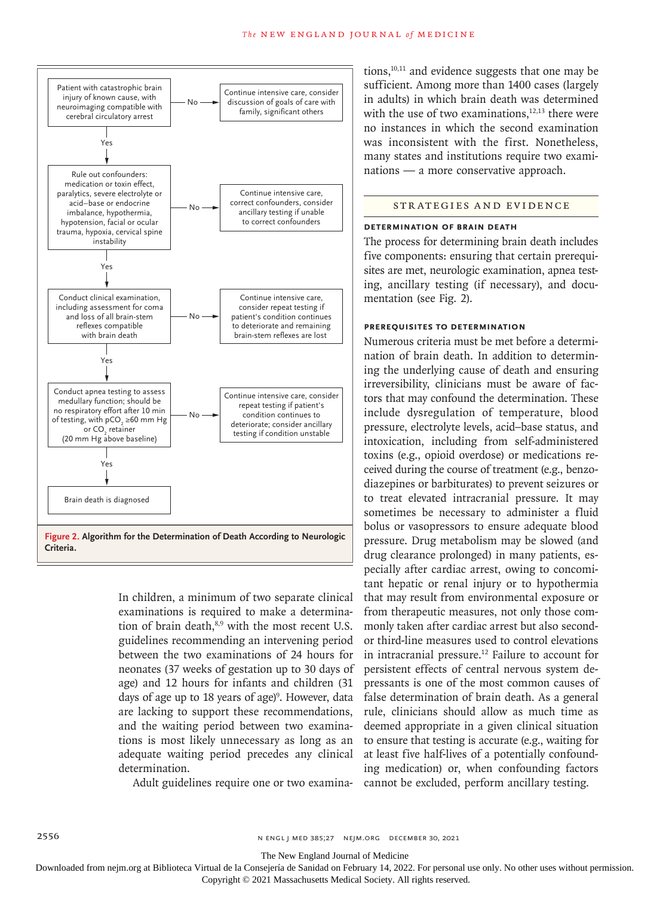| | | |
|---|---|---|
| Patient with catastrophic brain injury of known cause, with neuroimaging compatible with cerebral circulatory arrest | No → | Continue intensive care, consider discussion of goals of care with family, significant others |
| ↓ Yes | | |
| Rule out confounders: medication or toxin effect, paralytics, severe electrolyte or acid–base or endocrine imbalance, hypothermia, hypotension, facial or ocular trauma, hypoxia, cervical spine instability | No → | Continue intensive care, correct confounders, consider ancillary testing if unable to correct confounders |
| ↓ Yes | | |
| Conduct clinical examination, including assessment for coma and loss of all brain-stem reflexes compatible with brain death | No → | Continue intensive care, consider repeat testing if patient's condition continues to deteriorate and remaining brain-stem reflexes are lost |
| ↓ Yes | | |
| Conduct apnea testing to assess medullary function; should be no respiratory effort after 10 min of testing, with $pCO_2$ ≥60 mm Hg or $CO_2$ retainer (20 mm Hg above baseline) | No → | Continue intensive care, consider repeat testing if patient's condition continues to deteriorate; consider ancillary testing if condition unstable |
| ↓ Yes | | |
| Brain death is diagnosed | | |

**Figure 2. Algorithm for the Determination of Death According to Neurologic Criteria.**

In children, a minimum of two separate clinical examinations is required to make a determination of brain death,[8,9] with the most recent U.S. guidelines recommending an intervening period between the two examinations of 24 hours for neonates (37 weeks of gestation up to 30 days of age) and 12 hours for infants and children (31 days of age up to 18 years of age)[9]. However, data are lacking to support these recommendations, and the waiting period between two examinations is most likely unnecessary as long as an adequate waiting period precedes any clinical determination.

Adult guidelines require one or two examinations,[10,11] and evidence suggests that one may be sufficient. Among more than 1400 cases (largely in adults) in which brain death was determined with the use of two examinations,[12,13] there were no instances in which the second examination was inconsistent with the first. Nonetheless, many states and institutions require two examinations — a more conservative approach.

## Strategies and Evidence

### Determination of Brain Death

The process for determining brain death includes five components: ensuring that certain prerequisites are met, neurologic examination, apnea testing, ancillary testing (if necessary), and documentation (see Fig. 2).

### Prerequisites to Determination

Numerous criteria must be met before a determination of brain death. In addition to determining the underlying cause of death and ensuring irreversibility, clinicians must be aware of factors that may confound the determination. These include dysregulation of temperature, blood pressure, electrolyte levels, acid–base status, and intoxication, including from self-administered toxins (e.g., opioid overdose) or medications received during the course of treatment (e.g., benzodiazepines or barbiturates) to prevent seizures or to treat elevated intracranial pressure. It may sometimes be necessary to administer a fluid bolus or vasopressors to ensure adequate blood pressure. Drug metabolism may be slowed (and drug clearance prolonged) in many patients, especially after cardiac arrest, owing to concomitant hepatic or renal injury or to hypothermia that may result from environmental exposure or from therapeutic measures, not only those commonly taken after cardiac arrest but also second- or third-line measures used to control elevations in intracranial pressure.[12] Failure to account for persistent effects of central nervous system depressants is one of the most common causes of false determination of brain death. As a general rule, clinicians should allow as much time as deemed appropriate in a given clinical situation to ensure that testing is accurate (e.g., waiting for at least five half-lives of a potentially confounding medication) or, when confounding factors cannot be excluded, perform ancillary testing.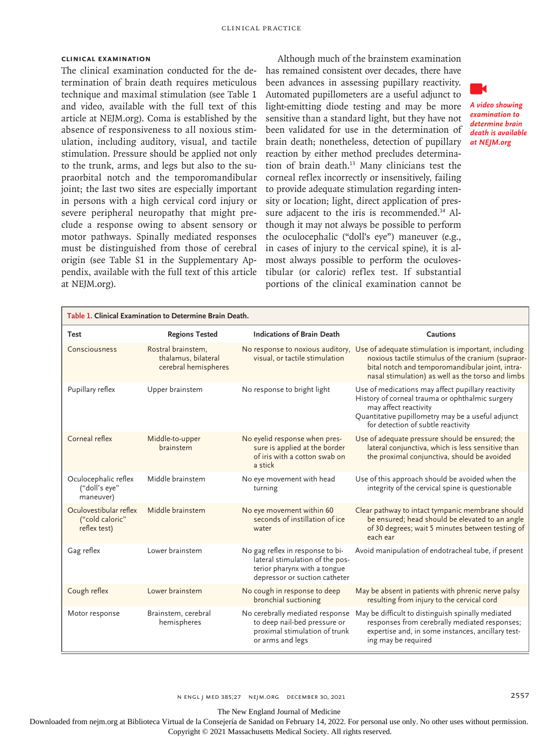## Clinical Examination

The clinical examination conducted for the determination of brain death requires meticulous technique and maximal stimulation (see Table 1 and video, available with the full text of this article at NEJM.org). Coma is established by the absence of responsiveness to all noxious stimulation, including auditory, visual, and tactile stimulation. Pressure should be applied not only to the trunk, arms, and legs but also to the supraorbital notch and the temporomandibular joint; the last two sites are especially important in persons with a high cervical cord injury or severe peripheral neuropathy that might preclude a response owing to absent sensory or motor pathways. Spinally mediated responses must be distinguished from those of cerebral origin (see Table S1 in the Supplementary Appendix, available with the full text of this article at NEJM.org).

Although much of the brainstem examination has remained consistent over decades, there have been advances in assessing pupillary reactivity. Automated pupillometers are a useful adjunct to light-emitting diode testing and may be more sensitive than a standard light, but they have not been validated for use in the determination of brain death; nonetheless, detection of pupillary reaction by either method precludes determination of brain death.[13] Many clinicians test the corneal reflex incorrectly or insensitively, failing to provide adequate stimulation regarding intensity or location; light, direct application of pressure adjacent to the iris is recommended.[14] Although it may not always be possible to perform the oculocephalic ("doll's eye") maneuver (e.g., in cases of injury to the cervical spine), it is almost always possible to perform the oculovestibular (or caloric) reflex test. If substantial portions of the clinical examination cannot be

*A video showing examination to determine brain death is available at NEJM.org*

**Table 1. Clinical Examination to Determine Brain Death.**

| Test | Regions Tested | Indications of Brain Death | Cautions |
|---|---|---|---|
| Consciousness | Rostral brainstem, thalamus, bilateral cerebral hemispheres | No response to noxious auditory, visual, or tactile stimulation | Use of adequate stimulation is important, including noxious tactile stimulus of the cranium (supraorbital notch and temporomandibular joint, intranasal stimulation) as well as the torso and limbs |
| Pupillary reflex | Upper brainstem | No response to bright light | Use of medications may affect pupillary reactivity<br>History of corneal trauma or ophthalmic surgery may affect reactivity<br>Quantitative pupillometry may be a useful adjunct for detection of subtle reactivity |
| Corneal reflex | Middle-to-upper brainstem | No eyelid response when pressure is applied at the border of iris with a cotton swab on a stick | Use of adequate pressure should be ensured; the lateral conjunctiva, which is less sensitive than the proximal conjunctiva, should be avoided |
| Oculocephalic reflex ("doll's eye" maneuver) | Middle brainstem | No eye movement with head turning | Use of this approach should be avoided when the integrity of the cervical spine is questionable |
| Oculovestibular reflex ("cold caloric" reflex test) | Middle brainstem | No eye movement within 60 seconds of instillation of ice water | Clear pathway to intact tympanic membrane should be ensured; head should be elevated to an angle of 30 degrees; wait 5 minutes between testing of each ear |
| Gag reflex | Lower brainstem | No gag reflex in response to bilateral stimulation of the posterior pharynx with a tongue depressor or suction catheter | Avoid manipulation of endotracheal tube, if present |
| Cough reflex | Lower brainstem | No cough in response to deep bronchial suctioning | May be absent in patients with phrenic nerve palsy resulting from injury to the cervical cord |
| Motor response | Brainstem, cerebral hemispheres | No cerebrally mediated response to deep nail-bed pressure or proximal stimulation of trunk or arms and legs | May be difficult to distinguish spinally mediated responses from cerebrally mediated responses; expertise and, in some instances, ancillary testing may be required |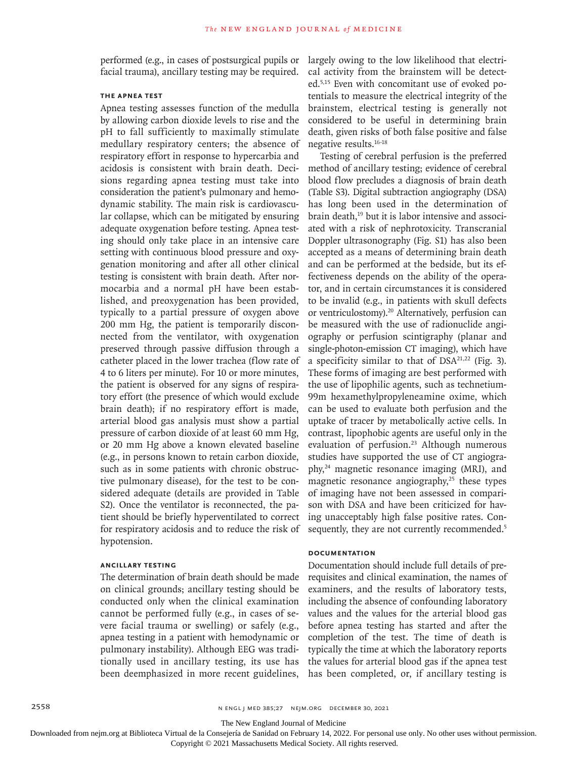performed (e.g., in cases of postsurgical pupils or facial trauma), ancillary testing may be required.

### The Apnea Test

Apnea testing assesses function of the medulla by allowing carbon dioxide levels to rise and the pH to fall sufficiently to maximally stimulate medullary respiratory centers; the absence of respiratory effort in response to hypercarbia and acidosis is consistent with brain death. Decisions regarding apnea testing must take into consideration the patient's pulmonary and hemodynamic stability. The main risk is cardiovascular collapse, which can be mitigated by ensuring adequate oxygenation before testing. Apnea testing should only take place in an intensive care setting with continuous blood pressure and oxygenation monitoring and after all other clinical testing is consistent with brain death. After normocarbia and a normal pH have been established, and preoxygenation has been provided, typically to a partial pressure of oxygen above 200 mm Hg, the patient is temporarily disconnected from the ventilator, with oxygenation preserved through passive diffusion through a catheter placed in the lower trachea (flow rate of 4 to 6 liters per minute). For 10 or more minutes, the patient is observed for any signs of respiratory effort (the presence of which would exclude brain death); if no respiratory effort is made, arterial blood gas analysis must show a partial pressure of carbon dioxide of at least 60 mm Hg, or 20 mm Hg above a known elevated baseline (e.g., in persons known to retain carbon dioxide, such as in some patients with chronic obstructive pulmonary disease), for the test to be considered adequate (details are provided in Table S2). Once the ventilator is reconnected, the patient should be briefly hyperventilated to correct for respiratory acidosis and to reduce the risk of hypotension.

### Ancillary Testing

The determination of brain death should be made on clinical grounds; ancillary testing should be conducted only when the clinical examination cannot be performed fully (e.g., in cases of severe facial trauma or swelling) or safely (e.g., apnea testing in a patient with hemodynamic or pulmonary instability). Although EEG was traditionally used in ancillary testing, its use has been deemphasized in more recent guidelines, largely owing to the low likelihood that electrical activity from the brainstem will be detected.[5,15] Even with concomitant use of evoked potentials to measure the electrical integrity of the brainstem, electrical testing is generally not considered to be useful in determining brain death, given risks of both false positive and false negative results.[16-18]

Testing of cerebral perfusion is the preferred method of ancillary testing; evidence of cerebral blood flow precludes a diagnosis of brain death (Table S3). Digital subtraction angiography (DSA) has long been used in the determination of brain death,[19] but it is labor intensive and associated with a risk of nephrotoxicity. Transcranial Doppler ultrasonography (Fig. S1) has also been accepted as a means of determining brain death and can be performed at the bedside, but its effectiveness depends on the ability of the operator, and in certain circumstances it is considered to be invalid (e.g., in patients with skull defects or ventriculostomy).[20] Alternatively, perfusion can be measured with the use of radionuclide angiography or perfusion scintigraphy (planar and single-photon-emission CT imaging), which have a specificity similar to that of DSA[21,22] (Fig. 3). These forms of imaging are best performed with the use of lipophilic agents, such as technetium-99m hexamethylpropyleneamine oxime, which can be used to evaluate both perfusion and the uptake of tracer by metabolically active cells. In contrast, lipophobic agents are useful only in the evaluation of perfusion.[23] Although numerous studies have supported the use of CT angiography,[24] magnetic resonance imaging (MRI), and magnetic resonance angiography,[25] these types of imaging have not been assessed in comparison with DSA and have been criticized for having unacceptably high false positive rates. Consequently, they are not currently recommended.[5]

### Documentation

Documentation should include full details of prerequisites and clinical examination, the names of examiners, and the results of laboratory tests, including the absence of confounding laboratory values and the values for the arterial blood gas before apnea testing has started and after the completion of the test. The time of death is typically the time at which the laboratory reports the values for arterial blood gas if the apnea test has been completed, or, if ancillary testing is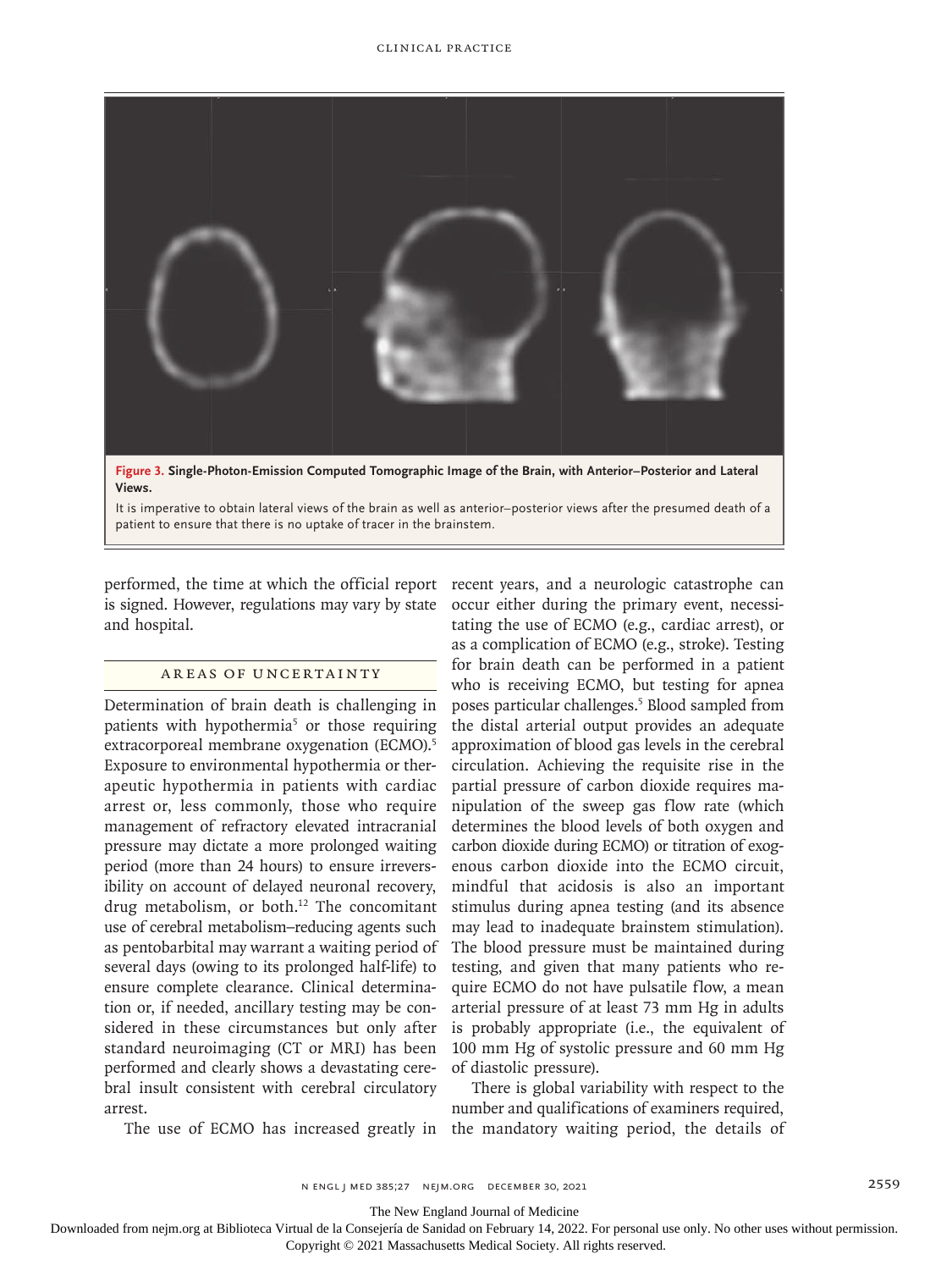**Figure 3.** **Single-Photon-Emission Computed Tomographic Image of the Brain, with Anterior–Posterior and Lateral Views.**

It is imperative to obtain lateral views of the brain as well as anterior–posterior views after the presumed death of a patient to ensure that there is no uptake of tracer in the brainstem.

performed, the time at which the official report is signed. However, regulations may vary by state and hospital.

## Areas of Uncertainty

Determination of brain death is challenging in patients with hypothermia[5] or those requiring extracorporeal membrane oxygenation (ECMO).[5] Exposure to environmental hypothermia or therapeutic hypothermia in patients with cardiac arrest or, less commonly, those who require management of refractory elevated intracranial pressure may dictate a more prolonged waiting period (more than 24 hours) to ensure irreversibility on account of delayed neuronal recovery, drug metabolism, or both.[12] The concomitant use of cerebral metabolism–reducing agents such as pentobarbital may warrant a waiting period of several days (owing to its prolonged half-life) to ensure complete clearance. Clinical determination or, if needed, ancillary testing may be considered in these circumstances but only after standard neuroimaging (CT or MRI) has been performed and clearly shows a devastating cerebral insult consistent with cerebral circulatory arrest.

The use of ECMO has increased greatly in recent years, and a neurologic catastrophe can occur either during the primary event, necessitating the use of ECMO (e.g., cardiac arrest), or as a complication of ECMO (e.g., stroke). Testing for brain death can be performed in a patient who is receiving ECMO, but testing for apnea poses particular challenges.[5] Blood sampled from the distal arterial output provides an adequate approximation of blood gas levels in the cerebral circulation. Achieving the requisite rise in the partial pressure of carbon dioxide requires manipulation of the sweep gas flow rate (which determines the blood levels of both oxygen and carbon dioxide during ECMO) or titration of exogenous carbon dioxide into the ECMO circuit, mindful that acidosis is also an important stimulus during apnea testing (and its absence may lead to inadequate brainstem stimulation). The blood pressure must be maintained during testing, and given that many patients who require ECMO do not have pulsatile flow, a mean arterial pressure of at least 73 mm Hg in adults is probably appropriate (i.e., the equivalent of 100 mm Hg of systolic pressure and 60 mm Hg of diastolic pressure).

There is global variability with respect to the number and qualifications of examiners required, the mandatory waiting period, the details of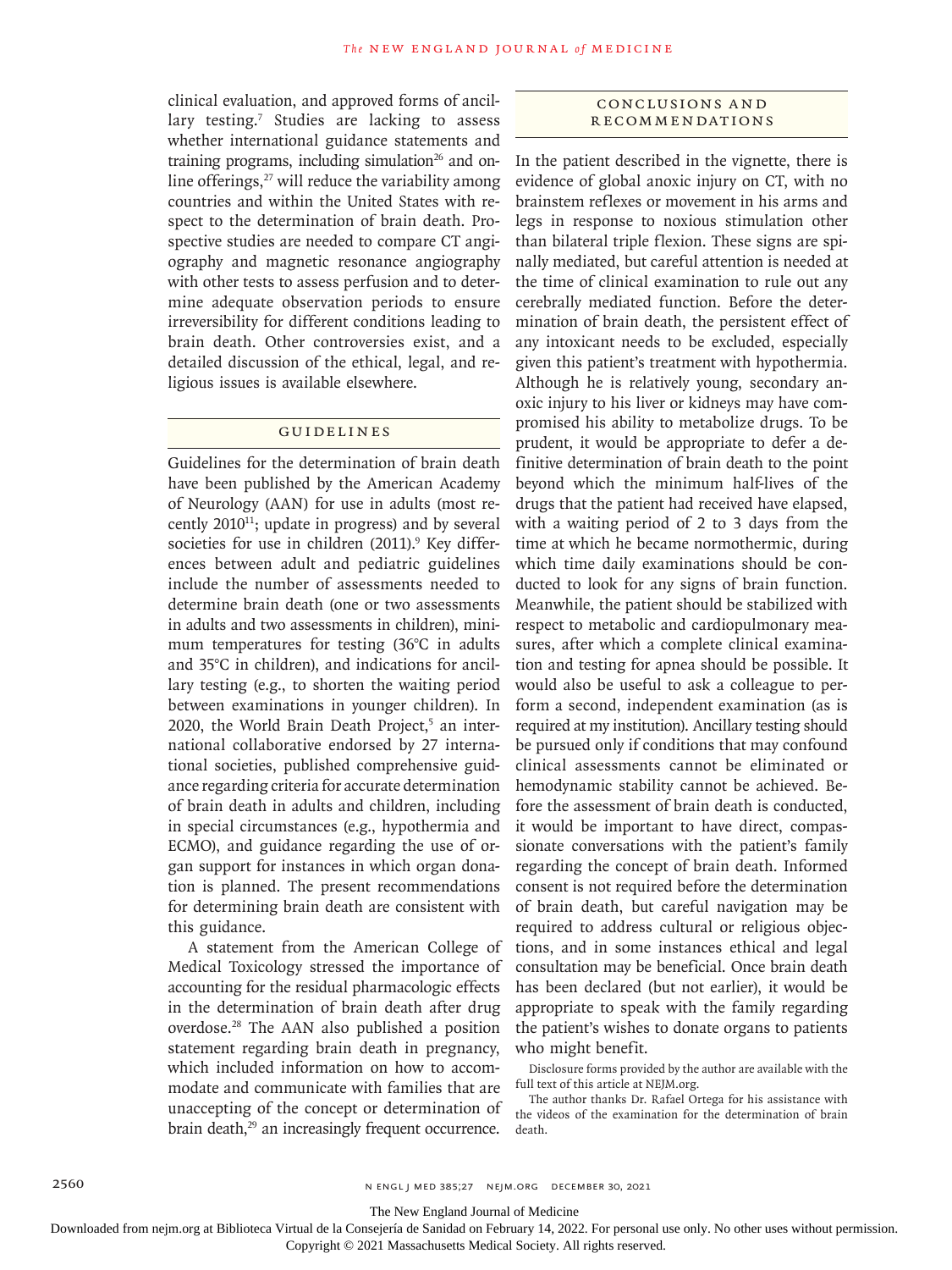clinical evaluation, and approved forms of ancillary testing.[7] Studies are lacking to assess whether international guidance statements and training programs, including simulation[26] and online offerings,[27] will reduce the variability among countries and within the United States with respect to the determination of brain death. Prospective studies are needed to compare CT angiography and magnetic resonance angiography with other tests to assess perfusion and to determine adequate observation periods to ensure irreversibility for different conditions leading to brain death. Other controversies exist, and a detailed discussion of the ethical, legal, and religious issues is available elsewhere.

## Guidelines

Guidelines for the determination of brain death have been published by the American Academy of Neurology (AAN) for use in adults (most recently 2010[11]; update in progress) and by several societies for use in children (2011).[9] Key differences between adult and pediatric guidelines include the number of assessments needed to determine brain death (one or two assessments in adults and two assessments in children), minimum temperatures for testing (36°C in adults and 35°C in children), and indications for ancillary testing (e.g., to shorten the waiting period between examinations in younger children). In 2020, the World Brain Death Project,[5] an international collaborative endorsed by 27 international societies, published comprehensive guidance regarding criteria for accurate determination of brain death in adults and children, including in special circumstances (e.g., hypothermia and ECMO), and guidance regarding the use of organ support for instances in which organ donation is planned. The present recommendations for determining brain death are consistent with this guidance.

A statement from the American College of Medical Toxicology stressed the importance of accounting for the residual pharmacologic effects in the determination of brain death after drug overdose.[28] The AAN also published a position statement regarding brain death in pregnancy, which included information on how to accommodate and communicate with families that are unaccepting of the concept or determination of brain death,[29] an increasingly frequent occurrence.

## Conclusions and Recommendations

In the patient described in the vignette, there is evidence of global anoxic injury on CT, with no brainstem reflexes or movement in his arms and legs in response to noxious stimulation other than bilateral triple flexion. These signs are spinally mediated, but careful attention is needed at the time of clinical examination to rule out any cerebrally mediated function. Before the determination of brain death, the persistent effect of any intoxicant needs to be excluded, especially given this patient's treatment with hypothermia. Although he is relatively young, secondary anoxic injury to his liver or kidneys may have compromised his ability to metabolize drugs. To be prudent, it would be appropriate to defer a definitive determination of brain death to the point beyond which the minimum half-lives of the drugs that the patient had received have elapsed, with a waiting period of 2 to 3 days from the time at which he became normothermic, during which time daily examinations should be conducted to look for any signs of brain function. Meanwhile, the patient should be stabilized with respect to metabolic and cardiopulmonary measures, after which a complete clinical examination and testing for apnea should be possible. It would also be useful to ask a colleague to perform a second, independent examination (as is required at my institution). Ancillary testing should be pursued only if conditions that may confound clinical assessments cannot be eliminated or hemodynamic stability cannot be achieved. Before the assessment of brain death is conducted, it would be important to have direct, compassionate conversations with the patient's family regarding the concept of brain death. Informed consent is not required before the determination of brain death, but careful navigation may be required to address cultural or religious objections, and in some instances ethical and legal consultation may be beneficial. Once brain death has been declared (but not earlier), it would be appropriate to speak with the family regarding the patient's wishes to donate organs to patients who might benefit.

Disclosure forms provided by the author are available with the full text of this article at NEJM.org.

The author thanks Dr. Rafael Ortega for his assistance with the videos of the examination for the determination of brain death.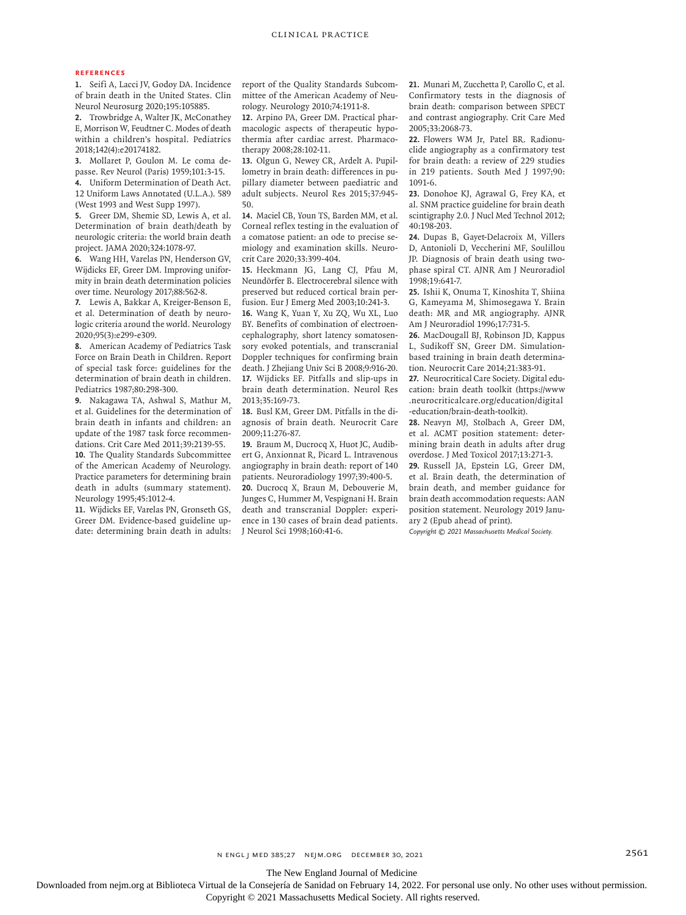## References

1. Seifi A, Lacci JV, Godoy DA. Incidence of brain death in the United States. Clin Neurol Neurosurg 2020;195:105885.
2. Trowbridge A, Walter JK, McConathey E, Morrison W, Feudtner C. Modes of death within a children's hospital. Pediatrics 2018;142(4):e20174182.
3. Mollaret P, Goulon M. Le coma dépassé. Rev Neurol (Paris) 1959;101:3-15.
4. Uniform Determination of Death Act. 12 Uniform Laws Annotated (U.L.A.). 589 (West 1993 and West Supp 1997).
5. Greer DM, Shemie SD, Lewis A, et al. Determination of brain death/death by neurologic criteria: the world brain death project. JAMA 2020;324:1078-97.
6. Wang HH, Varelas PN, Henderson GV, Wijdicks EF, Greer DM. Improving uniformity in brain death determination policies over time. Neurology 2017;88:562-8.
7. Lewis A, Bakkar A, Kreiger-Benson E, et al. Determination of death by neurologic criteria around the world. Neurology 2020;95(3):e299-e309.
8. American Academy of Pediatrics Task Force on Brain Death in Children. Report of special task force: guidelines for the determination of brain death in children. Pediatrics 1987;80:298-300.
9. Nakagawa TA, Ashwal S, Mathur M, et al. Guidelines for the determination of brain death in infants and children: an update of the 1987 task force recommendations. Crit Care Med 2011;39:2139-55.
10. The Quality Standards Subcommittee of the American Academy of Neurology. Practice parameters for determining brain death in adults (summary statement). Neurology 1995;45:1012-4.
11. Wijdicks EF, Varelas PN, Gronseth GS, Greer DM. Evidence-based guideline update: determining brain death in adults: report of the Quality Standards Subcommittee of the American Academy of Neurology. Neurology 2010;74:1911-8.
12. Arpino PA, Greer DM. Practical pharmacologic aspects of therapeutic hypothermia after cardiac arrest. Pharmacotherapy 2008;28:102-11.
13. Olgun G, Newey CR, Ardelt A. Pupillometry in brain death: differences in pupillary diameter between paediatric and adult subjects. Neurol Res 2015;37:945-50.
14. Maciel CB, Youn TS, Barden MM, et al. Corneal reflex testing in the evaluation of a comatose patient: an ode to precise semiology and examination skills. Neurocrit Care 2020;33:399-404.
15. Heckmann JG, Lang CJ, Pfau M, Neundörfer B. Electrocerebral silence with preserved but reduced cortical brain perfusion. Eur J Emerg Med 2003;10:241-3.
16. Wang K, Yuan Y, Xu ZQ, Wu XL, Luo BY. Benefits of combination of electroencephalography, short latency somatosensory evoked potentials, and transcranial Doppler techniques for confirming brain death. J Zhejiang Univ Sci B 2008;9:916-20.
17. Wijdicks EF. Pitfalls and slip-ups in brain death determination. Neurol Res 2013;35:169-73.
18. Busl KM, Greer DM. Pitfalls in the diagnosis of brain death. Neurocrit Care 2009;11:276-87.
19. Braum M, Ducrocq X, Huot JC, Audibert G, Anxionnat R, Picard L. Intravenous angiography in brain death: report of 140 patients. Neuroradiology 1997;39:400-5.
20. Ducrocq X, Braun M, Debouverie M, Junges C, Hummer M, Vespignani H. Brain death and transcranial Doppler: experience in 130 cases of brain dead patients. J Neurol Sci 1998;160:41-6.
21. Munari M, Zucchetta P, Carollo C, et al. Confirmatory tests in the diagnosis of brain death: comparison between SPECT and contrast angiography. Crit Care Med 2005;33:2068-73.
22. Flowers WM Jr, Patel BR. Radionuclide angiography as a confirmatory test for brain death: a review of 229 studies in 219 patients. South Med J 1997;90:1091-6.
23. Donohoe KJ, Agrawal G, Frey KA, et al. SNM practice guideline for brain death scintigraphy 2.0. J Nucl Med Technol 2012;40:198-203.
24. Dupas B, Gayet-Delacroix M, Villers D, Antonioli D, Veccherini MF, Soulillou JP. Diagnosis of brain death using two-phase spiral CT. AJNR Am J Neuroradiol 1998;19:641-7.
25. Ishii K, Onuma T, Kinoshita T, Shiina G, Kameyama M, Shimosegawa Y. Brain death: MR and MR angiography. AJNR Am J Neuroradiol 1996;17:731-5.
26. MacDougall BJ, Robinson JD, Kappus L, Sudikoff SN, Greer DM. Simulation-based training in brain death determination. Neurocrit Care 2014;21:383-91.
27. Neurocritical Care Society. Digital education: brain death toolkit (https://www.neurocriticalcare.org/education/digital-education/brain-death-toolkit).
28. Neavyn MJ, Stolbach A, Greer DM, et al. ACMT position statement: determining brain death in adults after drug overdose. J Med Toxicol 2017;13:271-3.
29. Russell JA, Epstein LG, Greer DM, et al. Brain death, the determination of brain death, and member guidance for brain death accommodation requests: AAN position statement. Neurology 2019 January 2 (Epub ahead of print).

*Copyright © 2021 Massachusetts Medical Society.*